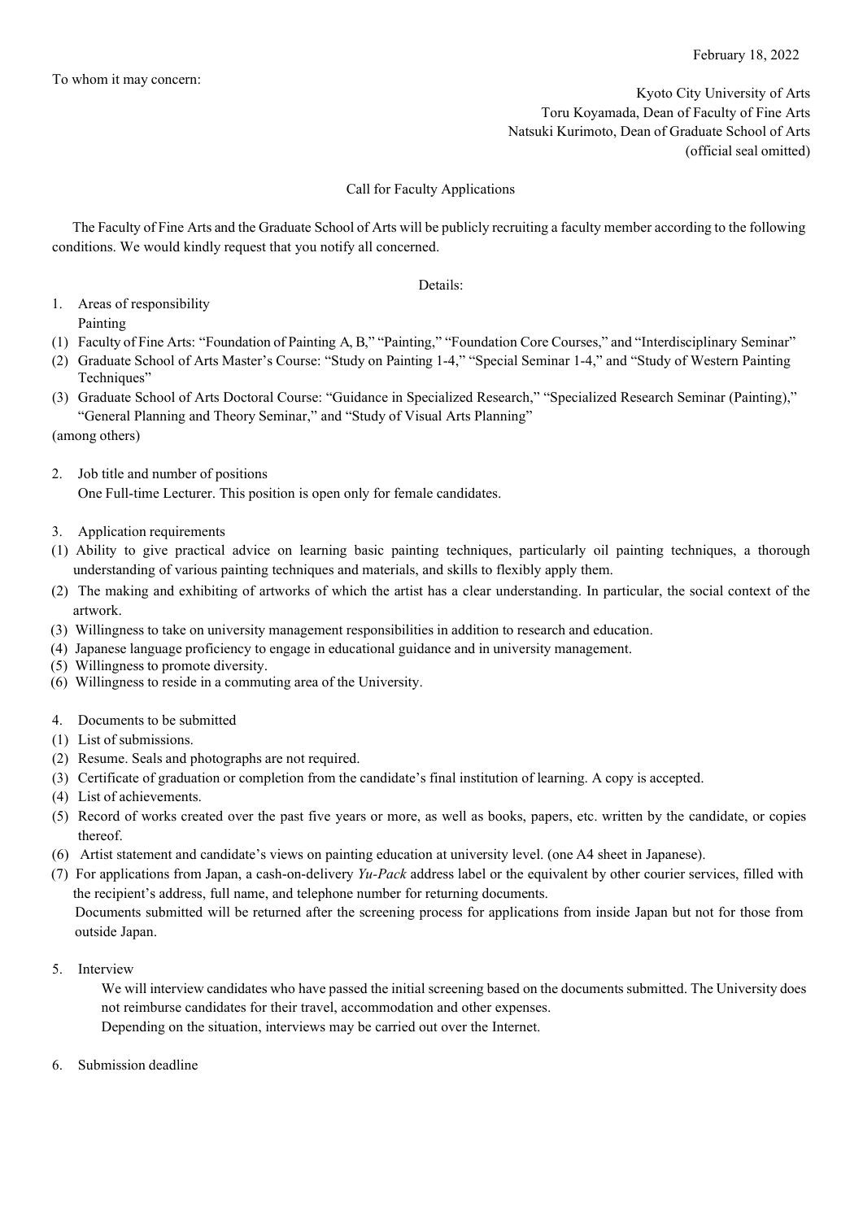February 18, 2022

To whom it may concern:

Kyoto City University of Arts
Toru Koyamada, Dean of Faculty of Fine Arts
Natsuki Kurimoto, Dean of Graduate School of Arts
(official seal omitted)

## Call for Faculty Applications

The Faculty of Fine Arts and the Graduate School of Arts will be publicly recruiting a faculty member according to the following conditions. We would kindly request that you notify all concerned.

Details:

1. Areas of responsibility
   Painting

(1) Faculty of Fine Arts: "Foundation of Painting A, B," "Painting," "Foundation Core Courses," and "Interdisciplinary Seminar"
(2) Graduate School of Arts Master's Course: "Study on Painting 1-4," "Special Seminar 1-4," and "Study of Western Painting Techniques"
(3) Graduate School of Arts Doctoral Course: "Guidance in Specialized Research," "Specialized Research Seminar (Painting)," "General Planning and Theory Seminar," and "Study of Visual Arts Planning"

(among others)

2. Job title and number of positions
   One Full-time Lecturer. This position is open only for female candidates.

3. Application requirements

(1) Ability to give practical advice on learning basic painting techniques, particularly oil painting techniques, a thorough understanding of various painting techniques and materials, and skills to flexibly apply them.
(2) The making and exhibiting of artworks of which the artist has a clear understanding. In particular, the social context of the artwork.
(3) Willingness to take on university management responsibilities in addition to research and education.
(4) Japanese language proficiency to engage in educational guidance and in university management.
(5) Willingness to promote diversity.
(6) Willingness to reside in a commuting area of the University.

4. Documents to be submitted

(1) List of submissions.
(2) Resume. Seals and photographs are not required.
(3) Certificate of graduation or completion from the candidate's final institution of learning. A copy is accepted.
(4) List of achievements.
(5) Record of works created over the past five years or more, as well as books, papers, etc. written by the candidate, or copies thereof.
(6) Artist statement and candidate's views on painting education at university level. (one A4 sheet in Japanese).
(7) For applications from Japan, a cash-on-delivery *Yu-Pack* address label or the equivalent by other courier services, filled with the recipient's address, full name, and telephone number for returning documents.
    Documents submitted will be returned after the screening process for applications from inside Japan but not for those from outside Japan.

5. Interview
   We will interview candidates who have passed the initial screening based on the documents submitted. The University does not reimburse candidates for their travel, accommodation and other expenses.
   Depending on the situation, interviews may be carried out over the Internet.

6. Submission deadline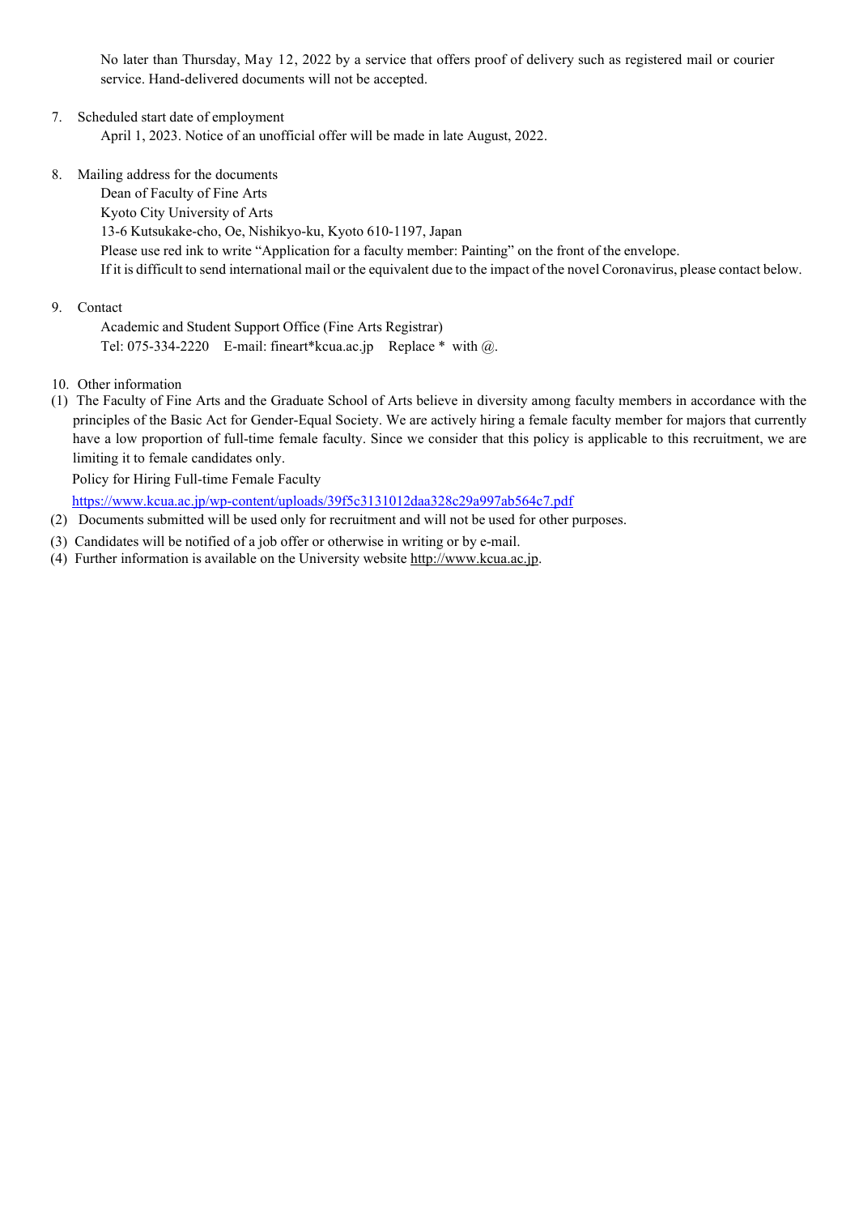No later than Thursday, May 12, 2022 by a service that offers proof of delivery such as registered mail or courier service. Hand-delivered documents will not be accepted.

7. Scheduled start date of employment

   April 1, 2023. Notice of an unofficial offer will be made in late August, 2022.

8. Mailing address for the documents

   Dean of Faculty of Fine Arts
   Kyoto City University of Arts
   13-6 Kutsukake-cho, Oe, Nishikyo-ku, Kyoto 610-1197, Japan
   Please use red ink to write "Application for a faculty member: Painting" on the front of the envelope.
   If it is difficult to send international mail or the equivalent due to the impact of the novel Coronavirus, please contact below.

9. Contact

   Academic and Student Support Office (Fine Arts Registrar)
   Tel: 075-334-2220 E-mail: fineart*kcua.ac.jp Replace * with @.

10. Other information

(1) The Faculty of Fine Arts and the Graduate School of Arts believe in diversity among faculty members in accordance with the principles of the Basic Act for Gender-Equal Society. We are actively hiring a female faculty member for majors that currently have a low proportion of full-time female faculty. Since we consider that this policy is applicable to this recruitment, we are limiting it to female candidates only.

   Policy for Hiring Full-time Female Faculty

   https://www.kcua.ac.jp/wp-content/uploads/39f5c3131012daa328c29a997ab564c7.pdf

(2) Documents submitted will be used only for recruitment and will not be used for other purposes.

(3) Candidates will be notified of a job offer or otherwise in writing or by e-mail.

(4) Further information is available on the University website http://www.kcua.ac.jp.